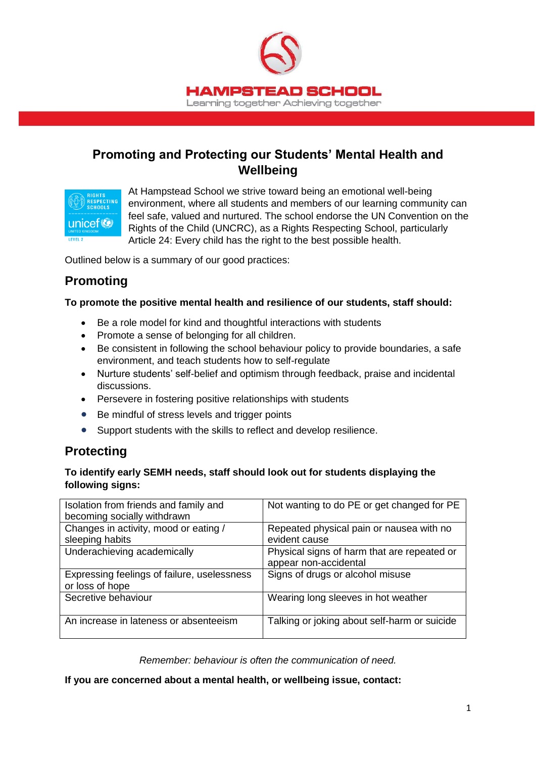HAMPSTEAD SCHOOL

Learning together Achieving together

# Promoting and Protecting our Students' Mental Health and Wellbeing

At Hampstead School we strive toward being an emotional well-being environment, where all students and members of our learning community can feel safe, valued and nurtured. The school endorse the UN Convention on the Rights of the Child (UNCRC), as a Rights Respecting School, particularly Article 24: Every child has the right to the best possible health.

Outlined below is a summary of our good practices:

## Promoting

**To promote the positive mental health and resilience of our students, staff should:**

- Be a role model for kind and thoughtful interactions with students
- Promote a sense of belonging for all children.
- Be consistent in following the school behaviour policy to provide boundaries, a safe environment, and teach students how to self-regulate
- Nurture students' self-belief and optimism through feedback, praise and incidental discussions.
- Persevere in fostering positive relationships with students
- Be mindful of stress levels and trigger points
- Support students with the skills to reflect and develop resilience.

## Protecting

**To identify early SEMH needs, staff should look out for students displaying the following signs:**

| | |
|---|---|
| Isolation from friends and family and becoming socially withdrawn | Not wanting to do PE or get changed for PE |
| Changes in activity, mood or eating / sleeping habits | Repeated physical pain or nausea with no evident cause |
| Underachieving academically | Physical signs of harm that are repeated or appear non-accidental |
| Expressing feelings of failure, uselessness or loss of hope | Signs of drugs or alcohol misuse |
| Secretive behaviour | Wearing long sleeves in hot weather |
| An increase in lateness or absenteeism | Talking or joking about self-harm or suicide |

*Remember: behaviour is often the communication of need.*

**If you are concerned about a mental health, or wellbeing issue, contact:**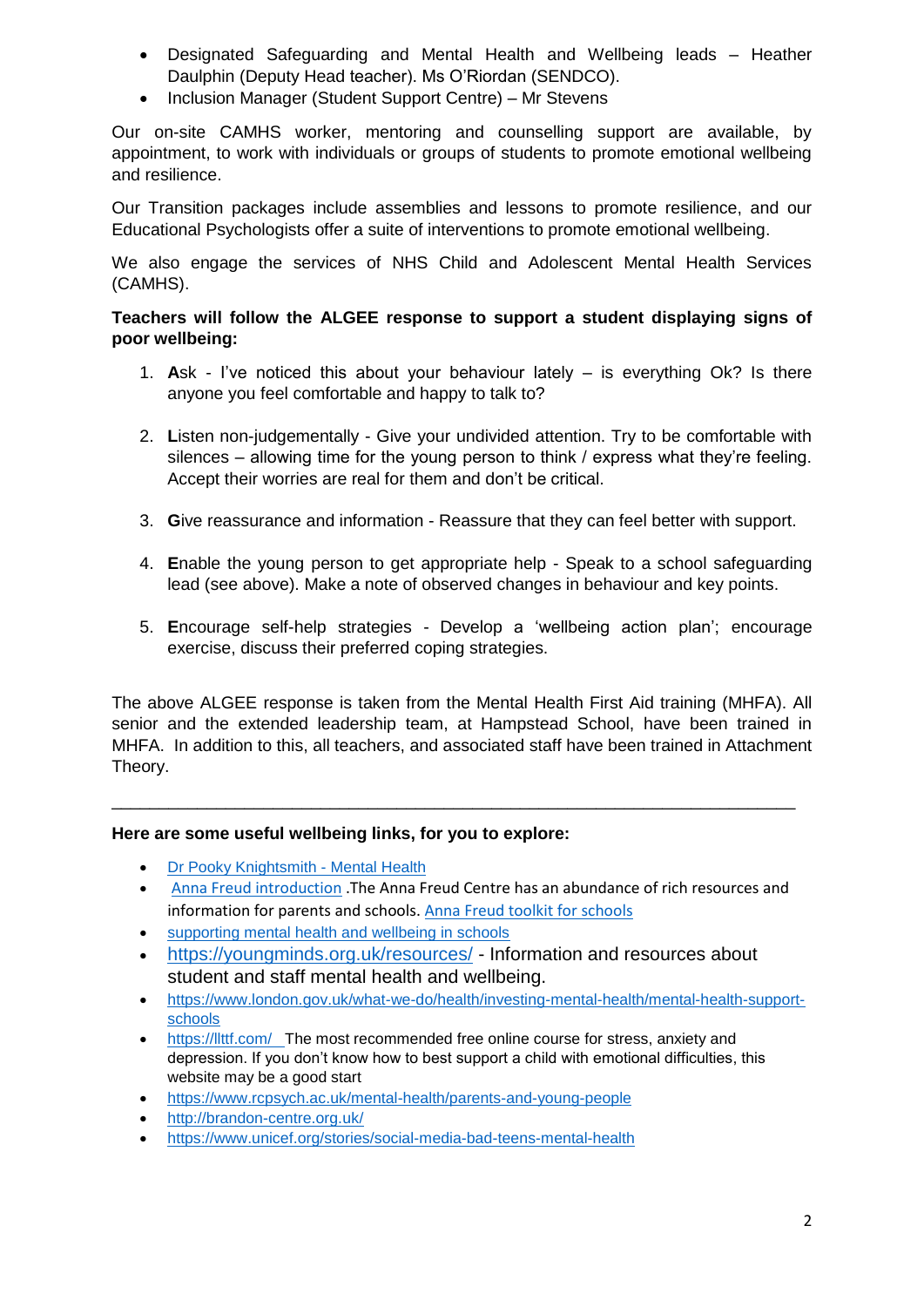- Designated Safeguarding and Mental Health and Wellbeing leads – Heather Daulphin (Deputy Head teacher). Ms O'Riordan (SENDCO).
- Inclusion Manager (Student Support Centre) – Mr Stevens

Our on-site CAMHS worker, mentoring and counselling support are available, by appointment, to work with individuals or groups of students to promote emotional wellbeing and resilience.

Our Transition packages include assemblies and lessons to promote resilience, and our Educational Psychologists offer a suite of interventions to promote emotional wellbeing.

We also engage the services of NHS Child and Adolescent Mental Health Services (CAMHS).

**Teachers will follow the ALGEE response to support a student displaying signs of poor wellbeing:**

1. **A**sk - I've noticed this about your behaviour lately – is everything Ok? Is there anyone you feel comfortable and happy to talk to?

2. **L**isten non-judgementally - Give your undivided attention. Try to be comfortable with silences – allowing time for the young person to think / express what they're feeling. Accept their worries are real for them and don't be critical.

3. **G**ive reassurance and information - Reassure that they can feel better with support.

4. **E**nable the young person to get appropriate help - Speak to a school safeguarding lead (see above). Make a note of observed changes in behaviour and key points.

5. **E**ncourage self-help strategies - Develop a 'wellbeing action plan'; encourage exercise, discuss their preferred coping strategies.

The above ALGEE response is taken from the Mental Health First Aid training (MHFA). All senior and the extended leadership team, at Hampstead School, have been trained in MHFA. In addition to this, all teachers, and associated staff have been trained in Attachment Theory.

---

**Here are some useful wellbeing links, for you to explore:**

- Dr Pooky Knightsmith - Mental Health
- Anna Freud introduction .The Anna Freud Centre has an abundance of rich resources and information for parents and schools. Anna Freud toolkit for schools
- supporting mental health and wellbeing in schools
- https://youngminds.org.uk/resources/ - Information and resources about student and staff mental health and wellbeing.
- https://www.london.gov.uk/what-we-do/health/investing-mental-health/mental-health-support-schools
- https://llttf.com/ The most recommended free online course for stress, anxiety and depression. If you don't know how to best support a child with emotional difficulties, this website may be a good start
- https://www.rcpsych.ac.uk/mental-health/parents-and-young-people
- http://brandon-centre.org.uk/
- https://www.unicef.org/stories/social-media-bad-teens-mental-health